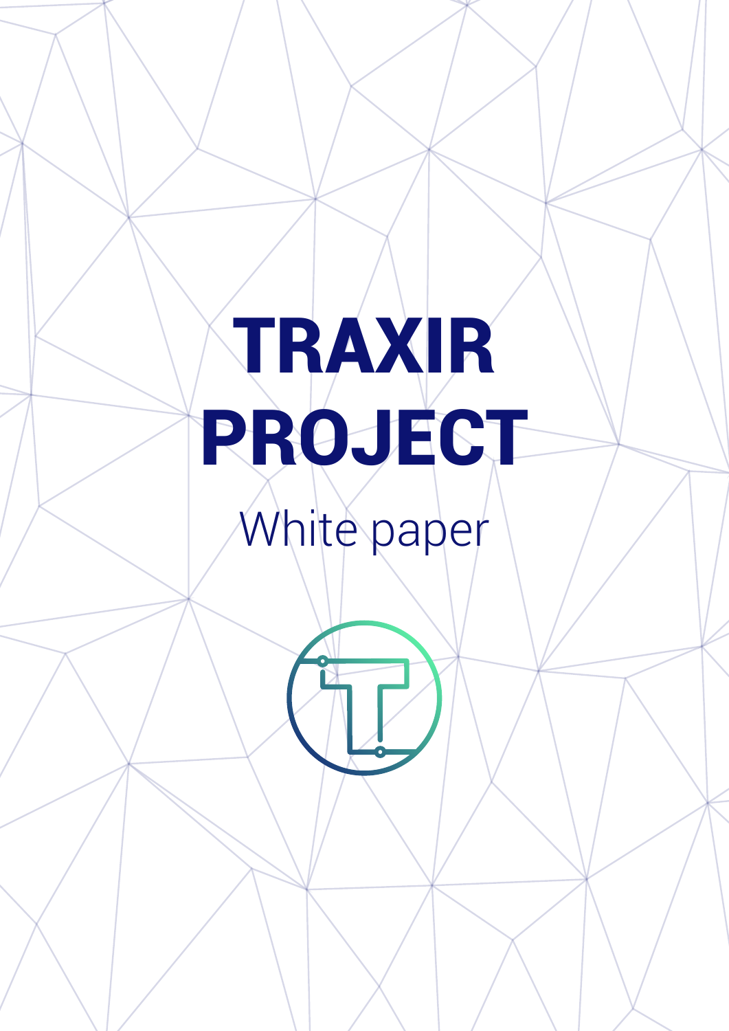# TRAXIR PROJECT

White paper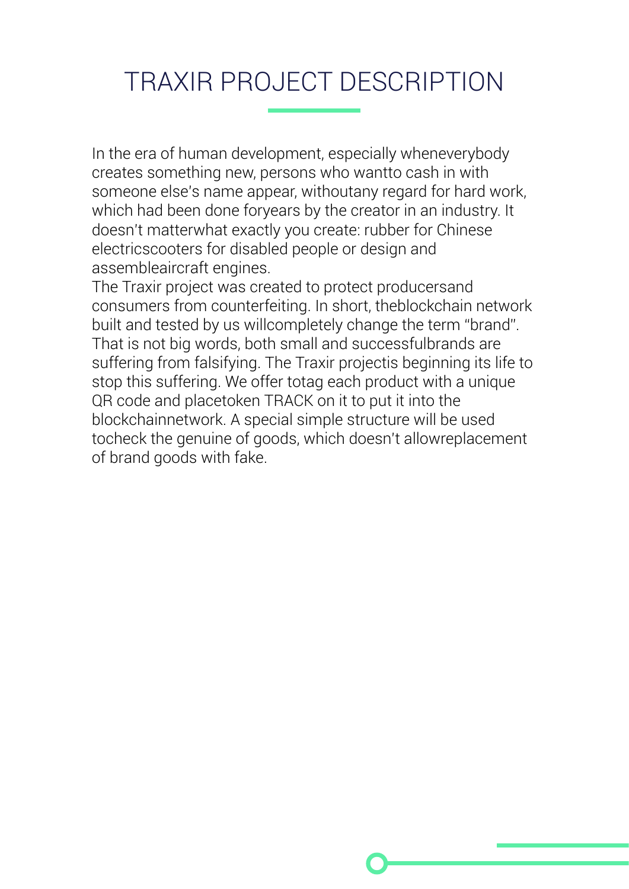# TRAXIR PROJECT DESCRIPTION

In the era of human development, especially wheneverybody creates something new, persons who wantto cash in with someone else's name appear, withoutany regard for hard work, which had been done foryears by the creator in an industry. It doesn't matterwhat exactly you create: rubber for Chinese electricscooters for disabled people or design and assembleaircraft engines.

The Traxir project was created to protect producersand consumers from counterfeiting. In short, theblockchain network built and tested by us willcompletely change the term "brand". That is not big words, both small and successfulbrands are suffering from falsifying. The Traxir projectis beginning its life to stop this suffering. We offer totag each product with a unique QR code and placetoken TRACK on it to put it into the blockchainnetwork. A special simple structure will be used tocheck the genuine of goods, which doesn't allowreplacement of brand goods with fake.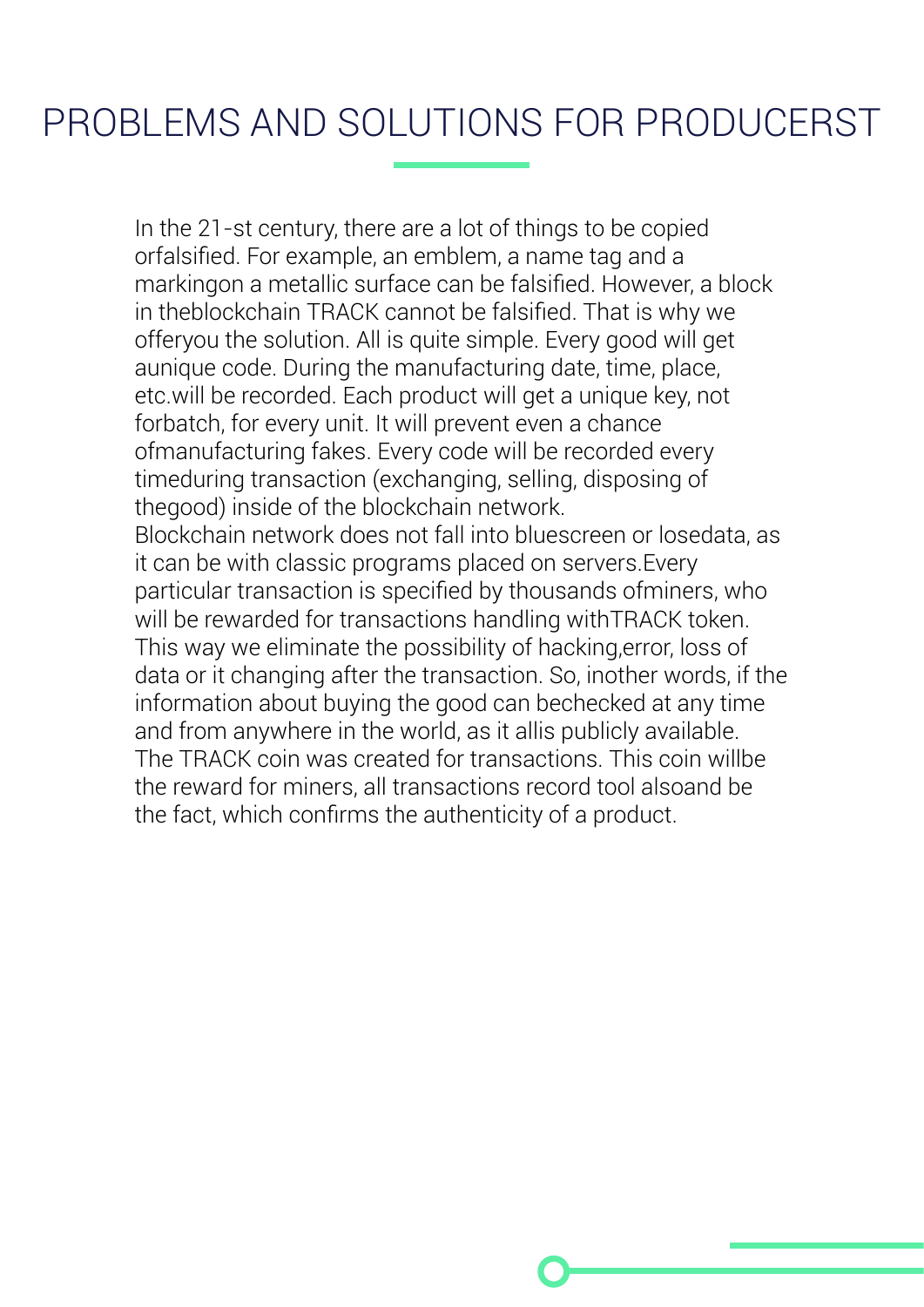# PROBLEMS AND SOLUTIONS FOR PRODUCERST

In the 21-st century, there are a lot of things to be copied orfalsified. For example, an emblem, a name tag and a markingon a metallic surface can be falsified. However, a block in theblockchain TRACK cannot be falsified. That is why we offeryou the solution. All is quite simple. Every good will get aunique code. During the manufacturing date, time, place, etc.will be recorded. Each product will get a unique key, not forbatch, for every unit. It will prevent even a chance ofmanufacturing fakes. Every code will be recorded every timeduring transaction (exchanging, selling, disposing of thegood) inside of the blockchain network.
Blockchain network does not fall into bluescreen or losedata, as it can be with classic programs placed on servers.Every particular transaction is specified by thousands ofminers, who will be rewarded for transactions handling withTRACK token. This way we eliminate the possibility of hacking,error, loss of data or it changing after the transaction. So, inother words, if the information about buying the good can bechecked at any time and from anywhere in the world, as it allis publicly available.
The TRACK coin was created for transactions. This coin willbe the reward for miners, all transactions record tool alsoand be the fact, which confirms the authenticity of a product.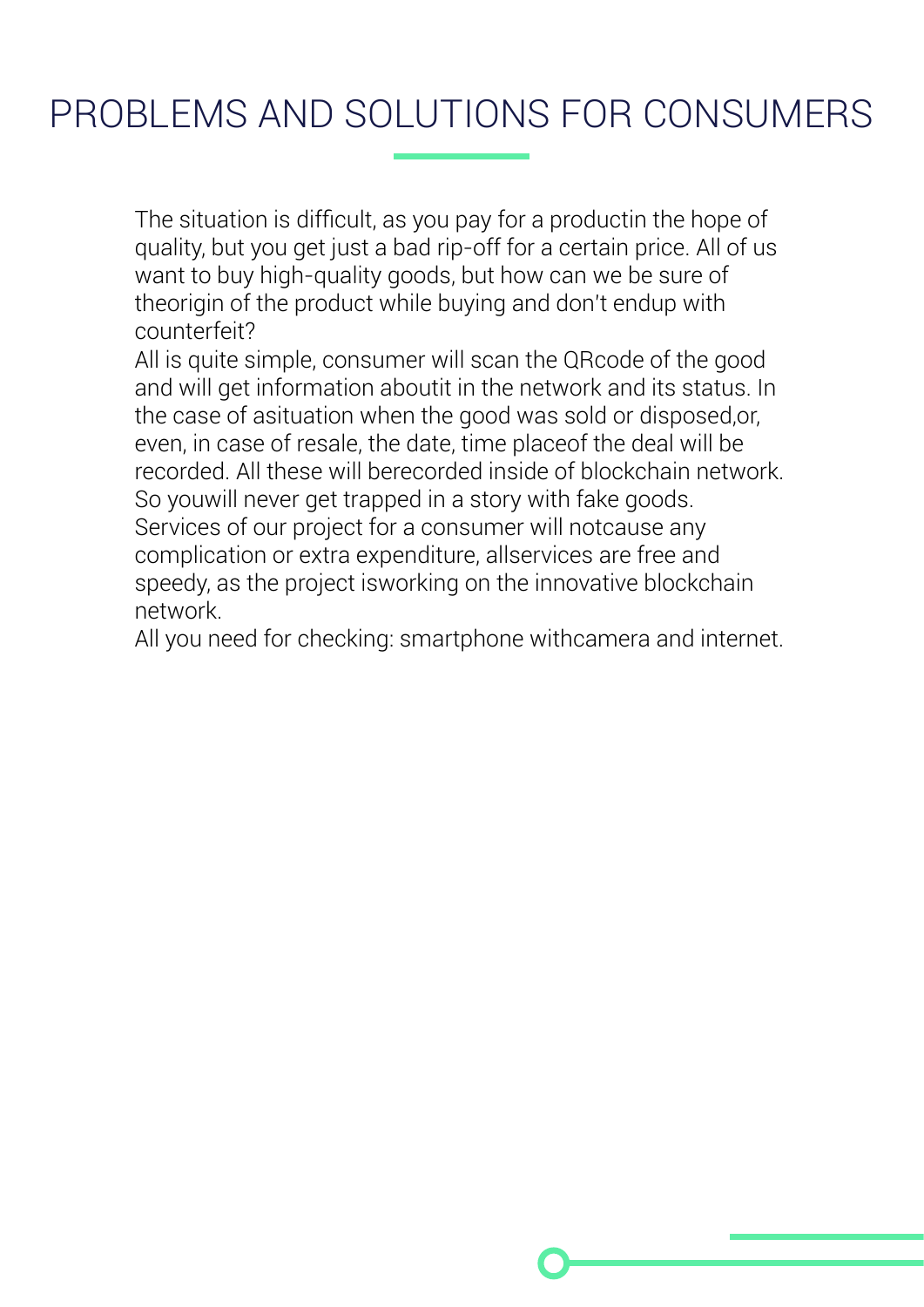# PROBLEMS AND SOLUTIONS FOR CONSUMERS

The situation is difficult, as you pay for a productin the hope of quality, but you get just a bad rip-off for a certain price. All of us want to buy high-quality goods, but how can we be sure of theorigin of the product while buying and don't endup with counterfeit?

All is quite simple, consumer will scan the QRcode of the good and will get information aboutit in the network and its status. In the case of asituation when the good was sold or disposed,or, even, in case of resale, the date, time placeof the deal will be recorded. All these will berecorded inside of blockchain network. So youwill never get trapped in a story with fake goods.

Services of our project for a consumer will notcause any complication or extra expenditure, allservices are free and speedy, as the project isworking on the innovative blockchain network.

All you need for checking: smartphone withcamera and internet.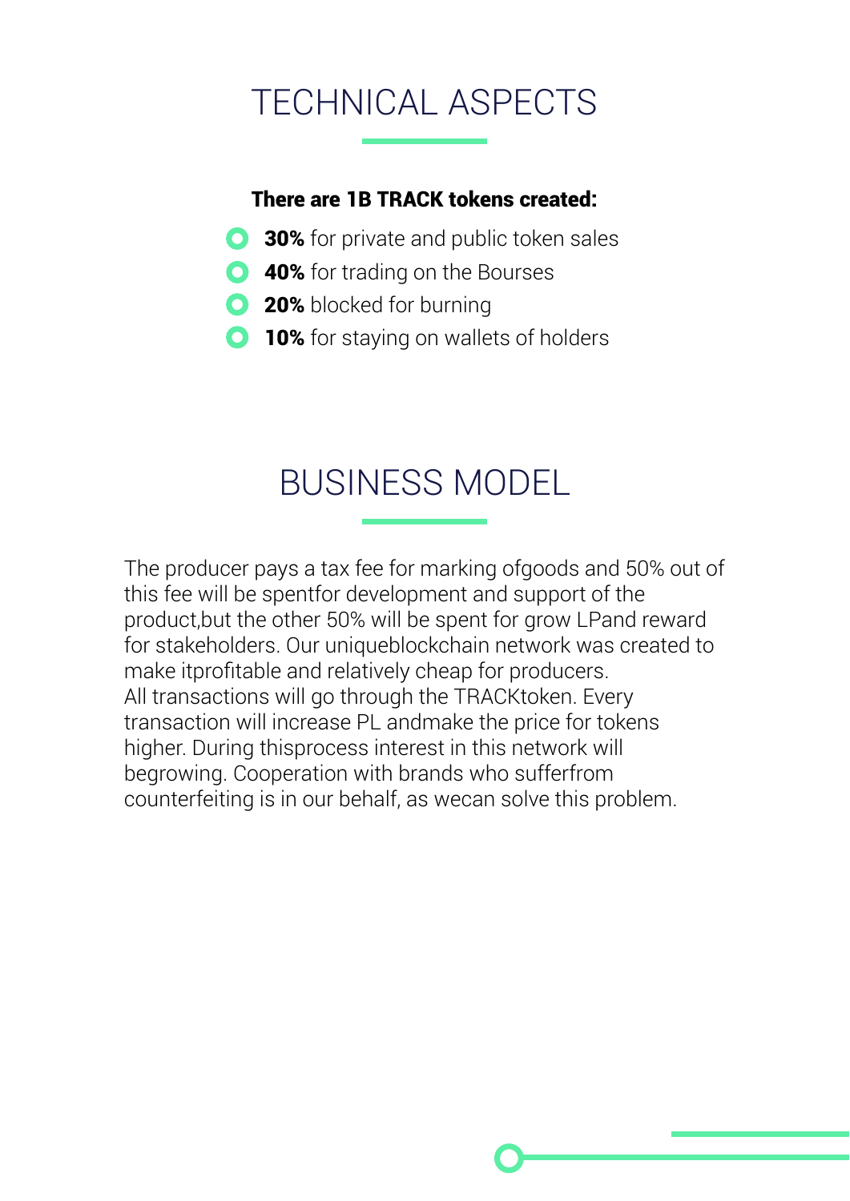# TECHNICAL ASPECTS

**There are 1B TRACK tokens created:**

- **30%** for private and public token sales
- **40%** for trading on the Bourses
- **20%** blocked for burning
- **10%** for staying on wallets of holders

# BUSINESS MODEL

The producer pays a tax fee for marking ofgoods and 50% out of this fee will be spentfor development and support of the product,but the other 50% will be spent for grow LPand reward for stakeholders. Our uniqueblockchain network was created to make itprofitable and relatively cheap for producers.
All transactions will go through the TRACKtoken. Every transaction will increase PL andmake the price for tokens higher. During thisprocess interest in this network will begrowing. Cooperation with brands who sufferfrom counterfeiting is in our behalf, as wecan solve this problem.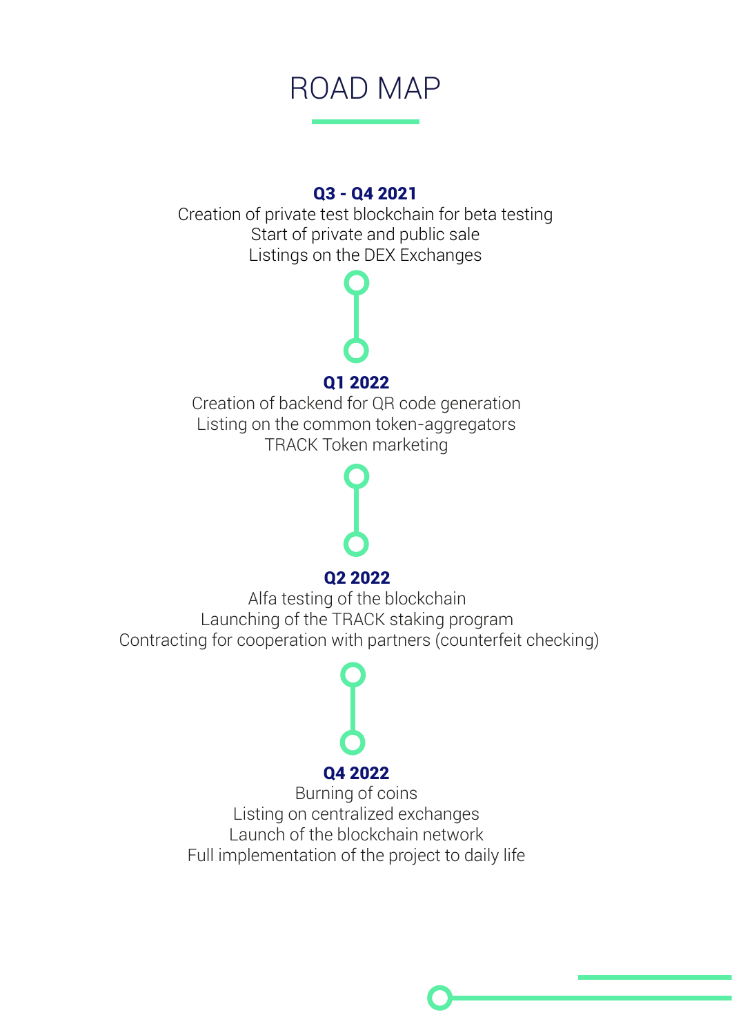# ROAD MAP

**Q3 - Q4 2021**

Creation of private test blockchain for beta testing
Start of private and public sale
Listings on the DEX Exchanges

**Q1 2022**

Creation of backend for QR code generation
Listing on the common token-aggregators
TRACK Token marketing

**Q2 2022**

Alfa testing of the blockchain
Launching of the TRACK staking program
Contracting for cooperation with partners (counterfeit checking)

**Q4 2022**

Burning of coins
Listing on centralized exchanges
Launch of the blockchain network
Full implementation of the project to daily life